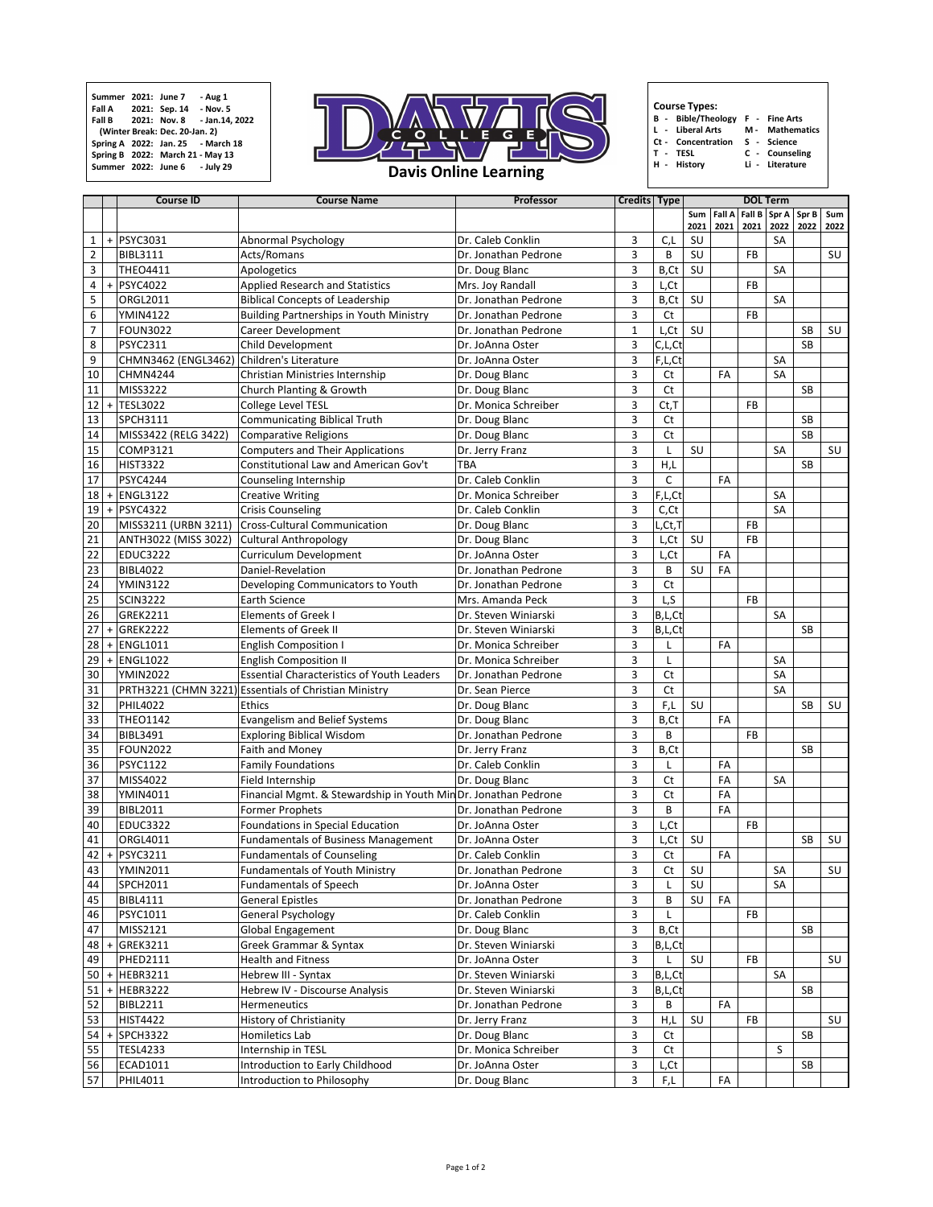Summer 2021: June 7 - Aug 1
Fall A 2021: Sep. 14 - Nov. 5
Fall B 2021: Nov. 8 - Jan.14, 2022
(Winter Break: Dec. 20-Jan. 2)
Spring A 2022: Jan. 25 - March 18
Spring B 2022: March 21 - May 13
Summer 2022: June 6 - July 29

# DAVIS COLLEGE

## Davis Online Learning

**Course Types:**

- B - Bible/Theology
- L - Liberal Arts
- Ct - Concentration
- T - TESL
- H - History
- F - Fine Arts
- M - Mathematics
- S - Science
- C - Counseling
- Li - Literature

| | | Course ID | Course Name | Professor | Credits | Type | DOL Term | | | | | |
|---|---|---|---|---|---|---|---|---|---|---|---|---|
| | | | | | | | Sum 2021 | Fall A 2021 | Fall B 2021 | Spr A 2022 | Spr B 2022 | Sum 2022 |
| 1 | + | PSYC3031 | Abnormal Psychology | Dr. Caleb Conklin | 3 | C,L | SU | | | SA | | |
| 2 | | BIBL3111 | Acts/Romans | Dr. Jonathan Pedrone | 3 | B | SU | | FB | | | SU |
| 3 | | THEO4411 | Apologetics | Dr. Doug Blanc | 3 | B,Ct | SU | | | SA | | |
| 4 | + | PSYC4022 | Applied Research and Statistics | Mrs. Joy Randall | 3 | L,Ct | | | FB | | | |
| 5 | | ORGL2011 | Biblical Concepts of Leadership | Dr. Jonathan Pedrone | 3 | B,Ct | SU | | | SA | | |
| 6 | | YMIN4122 | Building Partnerships in Youth Ministry | Dr. Jonathan Pedrone | 3 | Ct | | | FB | | | |
| 7 | | FOUN3022 | Career Development | Dr. Jonathan Pedrone | 1 | L,Ct | SU | | | | SB | SU |
| 8 | | PSYC2311 | Child Development | Dr. JoAnna Oster | 3 | C,L,Ct | | | | | SB | |
| 9 | | CHMN3462 (ENGL3462) | Children's Literature | Dr. JoAnna Oster | 3 | F,L,Ct | | | | SA | | |
| 10 | | CHMN4244 | Christian Ministries Internship | Dr. Doug Blanc | 3 | Ct | | FA | | SA | | |
| 11 | | MISS3222 | Church Planting & Growth | Dr. Doug Blanc | 3 | Ct | | | | | SB | |
| 12 | + | TESL3022 | College Level TESL | Dr. Monica Schreiber | 3 | Ct,T | | | FB | | | |
| 13 | | SPCH3111 | Communicating Biblical Truth | Dr. Doug Blanc | 3 | Ct | | | | | SB | |
| 14 | | MISS3422 (RELG 3422) | Comparative Religions | Dr. Doug Blanc | 3 | Ct | | | | | SB | |
| 15 | | COMP3121 | Computers and Their Applications | Dr. Jerry Franz | 3 | L | SU | | | SA | | SU |
| 16 | | HIST3322 | Constitutional Law and American Gov't | TBA | 3 | H,L | | | | | SB | |
| 17 | | PSYC4244 | Counseling Internship | Dr. Caleb Conklin | 3 | C | | FA | | | | |
| 18 | + | ENGL3122 | Creative Writing | Dr. Monica Schreiber | 3 | F,L,Ct | | | | SA | | |
| 19 | + | PSYC4322 | Crisis Counseling | Dr. Caleb Conklin | 3 | C,Ct | | | | SA | | |
| 20 | | MISS3211 (URBN 3211) | Cross-Cultural Communication | Dr. Doug Blanc | 3 | L,Ct,T | | | FB | | | |
| 21 | | ANTH3022 (MISS 3022) | Cultural Anthropology | Dr. Doug Blanc | 3 | L,Ct | SU | | FB | | | |
| 22 | | EDUC3222 | Curriculum Development | Dr. JoAnna Oster | 3 | L,Ct | | FA | | | | |
| 23 | | BIBL4022 | Daniel-Revelation | Dr. Jonathan Pedrone | 3 | B | SU | FA | | | | |
| 24 | | YMIN3122 | Developing Communicators to Youth | Dr. Jonathan Pedrone | 3 | Ct | | | | | | |
| 25 | | SCIN3222 | Earth Science | Mrs. Amanda Peck | 3 | L,S | | | FB | | | |
| 26 | | GREK2211 | Elements of Greek I | Dr. Steven Winiarski | 3 | B,L,Ct | | | | SA | | |
| 27 | + | GREK2222 | Elements of Greek II | Dr. Steven Winiarski | 3 | B,L,Ct | | | | | SB | |
| 28 | + | ENGL1011 | English Composition I | Dr. Monica Schreiber | 3 | L | | FA | | | | |
| 29 | + | ENGL1022 | English Composition II | Dr. Monica Schreiber | 3 | L | | | | SA | | |
| 30 | | YMIN2022 | Essential Characteristics of Youth Leaders | Dr. Jonathan Pedrone | 3 | Ct | | | | SA | | |
| 31 | | PRTH3221 (CHMN 3221) | Essentials of Christian Ministry | Dr. Sean Pierce | 3 | Ct | | | | SA | | |
| 32 | | PHIL4022 | Ethics | Dr. Doug Blanc | 3 | F,L | SU | | | | SB | SU |
| 33 | | THEO1142 | Evangelism and Belief Systems | Dr. Doug Blanc | 3 | B,Ct | | FA | | | | |
| 34 | | BIBL3491 | Exploring Biblical Wisdom | Dr. Jonathan Pedrone | 3 | B | | | FB | | | |
| 35 | | FOUN2022 | Faith and Money | Dr. Jerry Franz | 3 | B,Ct | | | | | SB | |
| 36 | | PSYC1122 | Family Foundations | Dr. Caleb Conklin | 3 | L | | FA | | | | |
| 37 | | MISS4022 | Field Internship | Dr. Doug Blanc | 3 | Ct | | FA | | SA | | |
| 38 | | YMIN4011 | Financial Mgmt. & Stewardship in Youth Min | Dr. Jonathan Pedrone | 3 | Ct | | FA | | | | |
| 39 | | BIBL2011 | Former Prophets | Dr. Jonathan Pedrone | 3 | B | | FA | | | | |
| 40 | | EDUC3322 | Foundations in Special Education | Dr. JoAnna Oster | 3 | L,Ct | | | FB | | | |
| 41 | | ORGL4011 | Fundamentals of Business Management | Dr. JoAnna Oster | 3 | L,Ct | SU | | | | SB | SU |
| 42 | + | PSYC3211 | Fundamentals of Counseling | Dr. Caleb Conklin | 3 | Ct | | FA | | | | |
| 43 | | YMIN2011 | Fundamentals of Youth Ministry | Dr. Jonathan Pedrone | 3 | Ct | SU | | | SA | | SU |
| 44 | | SPCH2011 | Fundamentals of Speech | Dr. JoAnna Oster | 3 | L | SU | | | SA | | |
| 45 | | BIBL4111 | General Epistles | Dr. Jonathan Pedrone | 3 | B | SU | FA | | | | |
| 46 | | PSYC1011 | General Psychology | Dr. Caleb Conklin | 3 | L | | | FB | | | |
| 47 | | MISS2121 | Global Engagement | Dr. Doug Blanc | 3 | B,Ct | | | | | SB | |
| 48 | + | GREK3211 | Greek Grammar & Syntax | Dr. Steven Winiarski | 3 | B,L,Ct | | | | | | |
| 49 | | PHED2111 | Health and Fitness | Dr. JoAnna Oster | 3 | L | SU | | FB | | | SU |
| 50 | + | HEBR3211 | Hebrew III - Syntax | Dr. Steven Winiarski | 3 | B,L,Ct | | | | SA | | |
| 51 | + | HEBR3222 | Hebrew IV - Discourse Analysis | Dr. Steven Winiarski | 3 | B,L,Ct | | | | | SB | |
| 52 | | BIBL2211 | Hermeneutics | Dr. Jonathan Pedrone | 3 | B | | FA | | | | |
| 53 | | HIST4422 | History of Christianity | Dr. Jerry Franz | 3 | H,L | SU | | FB | | | SU |
| 54 | + | SPCH3322 | Homiletics Lab | Dr. Doug Blanc | 3 | Ct | | | | | SB | |
| 55 | | TESL4233 | Internship in TESL | Dr. Monica Schreiber | 3 | Ct | | | | S | | |
| 56 | | ECAD1011 | Introduction to Early Childhood | Dr. JoAnna Oster | 3 | L,Ct | | | | | SB | |
| 57 | | PHIL4011 | Introduction to Philosophy | Dr. Doug Blanc | 3 | F,L | | FA | | | | |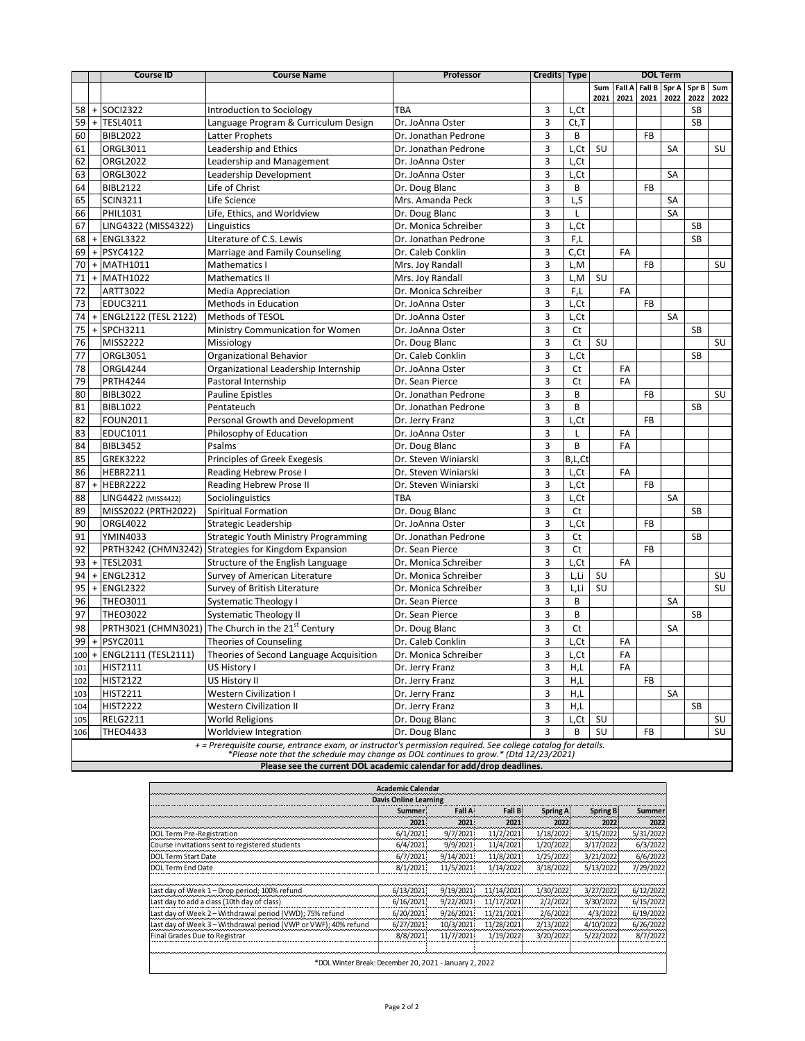| | | Course ID | Course Name | Professor | Credits | Type | DOL Term | | | | | |
|---|---|---|---|---|---|---|---|---|---|---|---|---|
| | | | | | | | Sum 2021 | Fall A 2021 | Fall B 2021 | Spr A 2022 | Spr B 2022 | Sum 2022 |
| 58 | + | SOCI2322 | Introduction to Sociology | TBA | 3 | L,Ct | | | | | SB | |
| 59 | + | TESL4011 | Language Program & Curriculum Design | Dr. JoAnna Oster | 3 | Ct,T | | | | | SB | |
| 60 | | BIBL2022 | Latter Prophets | Dr. Jonathan Pedrone | 3 | B | | | FB | | | |
| 61 | | ORGL3011 | Leadership and Ethics | Dr. Jonathan Pedrone | 3 | L,Ct | SU | | | SA | | SU |
| 62 | | ORGL2022 | Leadership and Management | Dr. JoAnna Oster | 3 | L,Ct | | | | | | |
| 63 | | ORGL3022 | Leadership Development | Dr. JoAnna Oster | 3 | L,Ct | | | | SA | | |
| 64 | | BIBL2122 | Life of Christ | Dr. Doug Blanc | 3 | B | | | FB | | | |
| 65 | | SCIN3211 | Life Science | Mrs. Amanda Peck | 3 | L,S | | | | SA | | |
| 66 | | PHIL1031 | Life, Ethics, and Worldview | Dr. Doug Blanc | 3 | L | | | | SA | | |
| 67 | | LING4322 (MISS4322) | Linguistics | Dr. Monica Schreiber | 3 | L,Ct | | | | | SB | |
| 68 | + | ENGL3322 | Literature of C.S. Lewis | Dr. Jonathan Pedrone | 3 | F,L | | | | | SB | |
| 69 | + | PSYC4122 | Marriage and Family Counseling | Dr. Caleb Conklin | 3 | C,Ct | | FA | | | | |
| 70 | + | MATH1011 | Mathematics I | Mrs. Joy Randall | 3 | L,M | | | FB | | | SU |
| 71 | + | MATH1022 | Mathematics II | Mrs. Joy Randall | 3 | L,M | SU | | | | | |
| 72 | | ARTT3022 | Media Appreciation | Dr. Monica Schreiber | 3 | F,L | | FA | | | | |
| 73 | | EDUC3211 | Methods in Education | Dr. JoAnna Oster | 3 | L,Ct | | | FB | | | |
| 74 | + | ENGL2122 (TESL 2122) | Methods of TESOL | Dr. JoAnna Oster | 3 | L,Ct | | | | SA | | |
| 75 | + | SPCH3211 | Ministry Communication for Women | Dr. JoAnna Oster | 3 | Ct | | | | | SB | |
| 76 | | MISS2222 | Missiology | Dr. Doug Blanc | 3 | Ct | SU | | | | | SU |
| 77 | | ORGL3051 | Organizational Behavior | Dr. Caleb Conklin | 3 | L,Ct | | | | | SB | |
| 78 | | ORGL4244 | Organizational Leadership Internship | Dr. JoAnna Oster | 3 | Ct | | FA | | | | |
| 79 | | PRTH4244 | Pastoral Internship | Dr. Sean Pierce | 3 | Ct | | FA | | | | |
| 80 | | BIBL3022 | Pauline Epistles | Dr. Jonathan Pedrone | 3 | B | | | FB | | | SU |
| 81 | | BIBL1022 | Pentateuch | Dr. Jonathan Pedrone | 3 | B | | | | | SB | |
| 82 | | FOUN2011 | Personal Growth and Development | Dr. Jerry Franz | 3 | L,Ct | | | FB | | | |
| 83 | | EDUC1011 | Philosophy of Education | Dr. JoAnna Oster | 3 | L | | FA | | | | |
| 84 | | BIBL3452 | Psalms | Dr. Doug Blanc | 3 | B | | FA | | | | |
| 85 | | GREK3222 | Principles of Greek Exegesis | Dr. Steven Winiarski | 3 | B,L,Ct | | | | | | |
| 86 | | HEBR2211 | Reading Hebrew Prose I | Dr. Steven Winiarski | 3 | L,Ct | | FA | | | | |
| 87 | + | HEBR2222 | Reading Hebrew Prose II | Dr. Steven Winiarski | 3 | L,Ct | | | FB | | | |
| 88 | | LING4422 (MISS4422) | Sociolinguistics | TBA | 3 | L,Ct | | | | SA | | |
| 89 | | MISS2022 (PRTH2022) | Spiritual Formation | Dr. Doug Blanc | 3 | Ct | | | | | SB | |
| 90 | | ORGL4022 | Strategic Leadership | Dr. JoAnna Oster | 3 | L,Ct | | | FB | | | |
| 91 | | YMIN4033 | Strategic Youth Ministry Programming | Dr. Jonathan Pedrone | 3 | Ct | | | | | SB | |
| 92 | | PRTH3242 (CHMN3242) | Strategies for Kingdom Expansion | Dr. Sean Pierce | 3 | Ct | | | FB | | | |
| 93 | + | TESL2031 | Structure of the English Language | Dr. Monica Schreiber | 3 | L,Ct | | FA | | | | |
| 94 | + | ENGL2312 | Survey of American Literature | Dr. Monica Schreiber | 3 | L,Li | SU | | | | | SU |
| 95 | + | ENGL2322 | Survey of British Literature | Dr. Monica Schreiber | 3 | L,Li | SU | | | | | SU |
| 96 | | THEO3011 | Systematic Theology I | Dr. Sean Pierce | 3 | B | | | | SA | | |
| 97 | | THEO3022 | Systematic Theology II | Dr. Sean Pierce | 3 | B | | | | | SB | |
| 98 | | PRTH3021 (CHMN3021) | The Church in the 21st Century | Dr. Doug Blanc | 3 | Ct | | | | SA | | |
| 99 | + | PSYC2011 | Theories of Counseling | Dr. Caleb Conklin | 3 | L,Ct | | FA | | | | |
| 100 | + | ENGL2111 (TESL2111) | Theories of Second Language Acquisition | Dr. Monica Schreiber | 3 | L,Ct | | FA | | | | |
| 101 | | HIST2111 | US History I | Dr. Jerry Franz | 3 | H,L | | FA | | | | |
| 102 | | HIST2122 | US History II | Dr. Jerry Franz | 3 | H,L | | | FB | | | |
| 103 | | HIST2211 | Western Civilization I | Dr. Jerry Franz | 3 | H,L | | | | SA | | |
| 104 | | HIST2222 | Western Civilization II | Dr. Jerry Franz | 3 | H,L | | | | | SB | |
| 105 | | RELG2211 | World Religions | Dr. Doug Blanc | 3 | L,Ct | SU | | | | | SU |
| 106 | | THEO4433 | Worldview Integration | Dr. Doug Blanc | 3 | B | SU | | FB | | | SU |

*+ = Prerequisite course, entrance exam, or instructor's permission required. See college catalog for details.*
*\*Please note that the schedule may change as DOL continues to grow.\* (Dtd 12/23/2021)*

**Please see the current DOL academic calendar for add/drop deadlines.**

**Academic Calendar**
**Davis Online Learning**

| | Summer 2021 | Fall A 2021 | Fall B 2021 | Spring A 2022 | Spring B 2022 | Summer 2022 |
|---|---|---|---|---|---|---|
| DOL Term Pre-Registration | 6/1/2021 | 9/7/2021 | 11/2/2021 | 1/18/2022 | 3/15/2022 | 5/31/2022 |
| Course invitations sent to registered students | 6/4/2021 | 9/9/2021 | 11/4/2021 | 1/20/2022 | 3/17/2022 | 6/3/2022 |
| DOL Term Start Date | 6/7/2021 | 9/14/2021 | 11/8/2021 | 1/25/2022 | 3/21/2022 | 6/6/2022 |
| DOL Term End Date | 8/1/2021 | 11/5/2021 | 1/14/2022 | 3/18/2022 | 5/13/2022 | 7/29/2022 |
| Last day of Week 1 – Drop period; 100% refund | 6/13/2021 | 9/19/2021 | 11/14/2021 | 1/30/2022 | 3/27/2022 | 6/12/2022 |
| Last day to add a class (10th day of class) | 6/16/2021 | 9/22/2021 | 11/17/2021 | 2/2/2022 | 3/30/2022 | 6/15/2022 |
| Last day of Week 2 – Withdrawal period (VWD); 75% refund | 6/20/2021 | 9/26/2021 | 11/21/2021 | 2/6/2022 | 4/3/2022 | 6/19/2022 |
| Last day of Week 3 – Withdrawal period (VWP or VWF); 40% refund | 6/27/2021 | 10/3/2021 | 11/28/2021 | 2/13/2022 | 4/10/2022 | 6/26/2022 |
| Final Grades Due to Registrar | 8/8/2021 | 11/7/2021 | 1/19/2022 | 3/20/2022 | 5/22/2022 | 8/7/2022 |

\*DOL Winter Break: December 20, 2021 - January 2, 2022